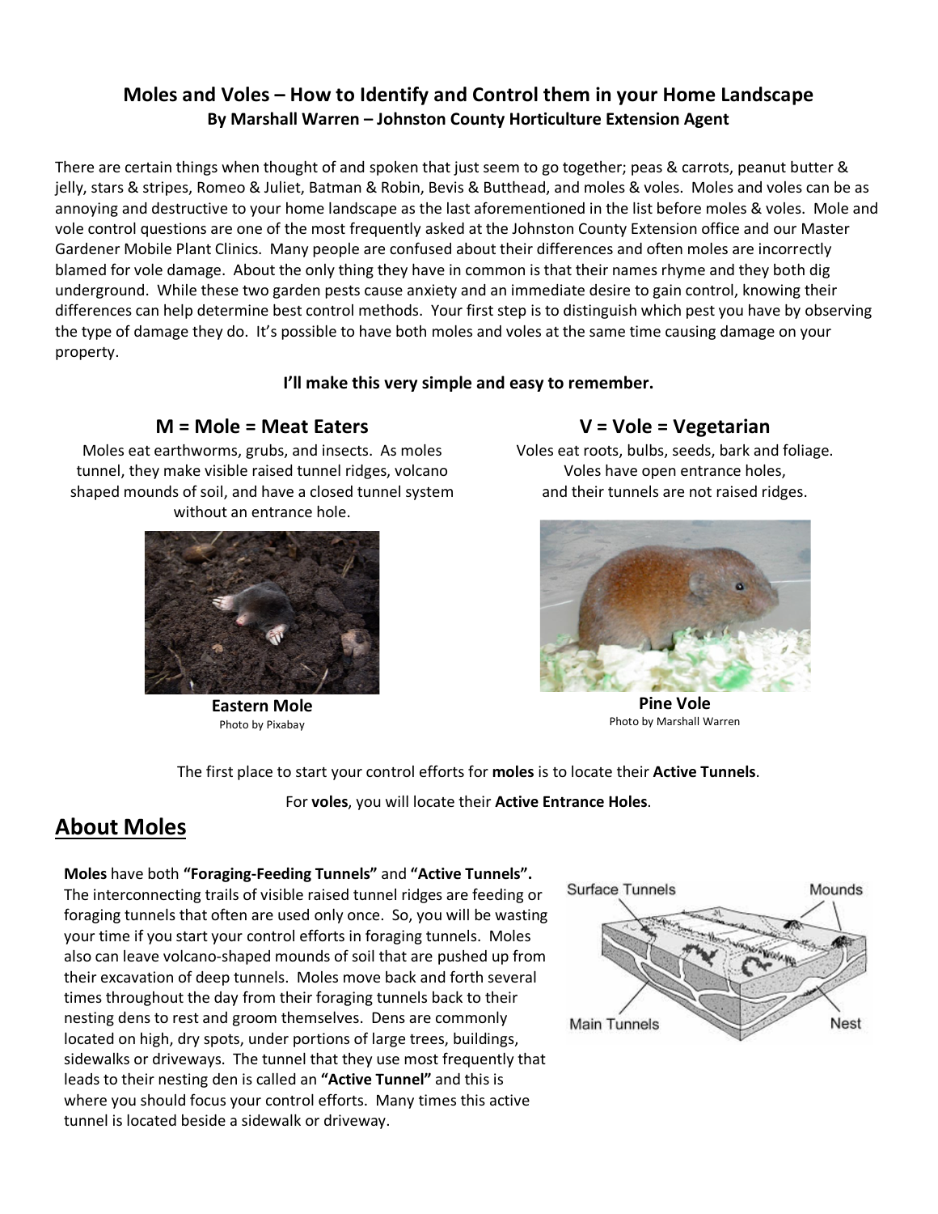# Moles and Voles – How to Identify and Control them in your Home Landscape

**By Marshall Warren – Johnston County Horticulture Extension Agent**

There are certain things when thought of and spoken that just seem to go together; peas & carrots, peanut butter & jelly, stars & stripes, Romeo & Juliet, Batman & Robin, Bevis & Butthead, and moles & voles. Moles and voles can be as annoying and destructive to your home landscape as the last aforementioned in the list before moles & voles. Mole and vole control questions are one of the most frequently asked at the Johnston County Extension office and our Master Gardener Mobile Plant Clinics. Many people are confused about their differences and often moles are incorrectly blamed for vole damage. About the only thing they have in common is that their names rhyme and they both dig underground. While these two garden pests cause anxiety and an immediate desire to gain control, knowing their differences can help determine best control methods. Your first step is to distinguish which pest you have by observing the type of damage they do. It's possible to have both moles and voles at the same time causing damage on your property.

**I'll make this very simple and easy to remember.**

### M = Mole = Meat Eaters

Moles eat earthworms, grubs, and insects. As moles tunnel, they make visible raised tunnel ridges, volcano shaped mounds of soil, and have a closed tunnel system without an entrance hole.

**Eastern Mole**
Photo by Pixabay

### V = Vole = Vegetarian

Voles eat roots, bulbs, seeds, bark and foliage. Voles have open entrance holes, and their tunnels are not raised ridges.

**Pine Vole**
Photo by Marshall Warren

The first place to start your control efforts for **moles** is to locate their **Active Tunnels**.

For **voles**, you will locate their **Active Entrance Holes**.

## About Moles

**Moles** have both **"Foraging-Feeding Tunnels"** and **"Active Tunnels".** The interconnecting trails of visible raised tunnel ridges are feeding or foraging tunnels that often are used only once. So, you will be wasting your time if you start your control efforts in foraging tunnels. Moles also can leave volcano-shaped mounds of soil that are pushed up from their excavation of deep tunnels. Moles move back and forth several times throughout the day from their foraging tunnels back to their nesting dens to rest and groom themselves. Dens are commonly located on high, dry spots, under portions of large trees, buildings, sidewalks or driveways. The tunnel that they use most frequently that leads to their nesting den is called an **"Active Tunnel"** and this is where you should focus your control efforts. Many times this active tunnel is located beside a sidewalk or driveway.

Surface Tunnels | Mounds | Main Tunnels | Nest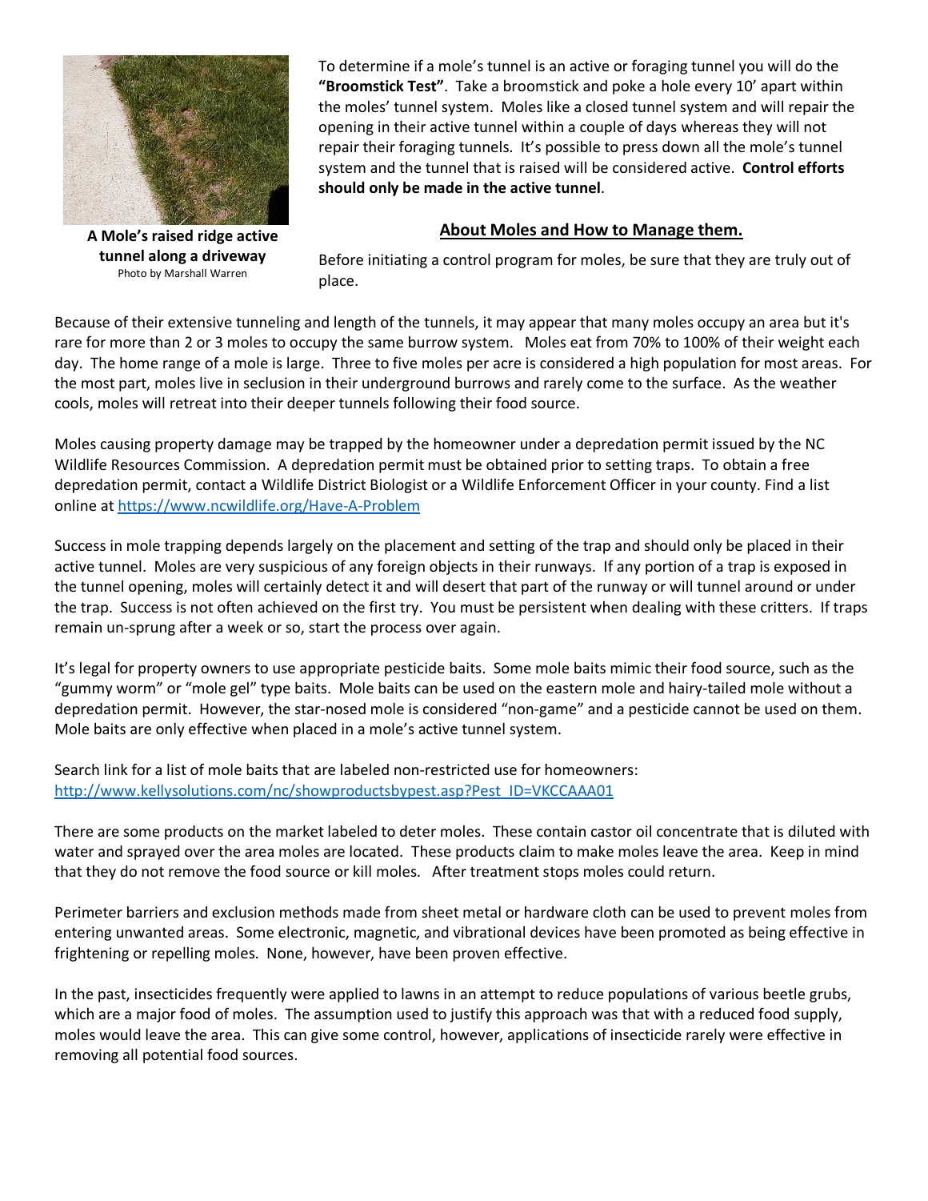**A Mole's raised ridge active tunnel along a driveway**
Photo by Marshall Warren

To determine if a mole's tunnel is an active or foraging tunnel you will do the **"Broomstick Test"**. Take a broomstick and poke a hole every 10' apart within the moles' tunnel system. Moles like a closed tunnel system and will repair the opening in their active tunnel within a couple of days whereas they will not repair their foraging tunnels. It's possible to press down all the mole's tunnel system and the tunnel that is raised will be considered active. **Control efforts should only be made in the active tunnel**.

## About Moles and How to Manage them.

Before initiating a control program for moles, be sure that they are truly out of place.

Because of their extensive tunneling and length of the tunnels, it may appear that many moles occupy an area but it's rare for more than 2 or 3 moles to occupy the same burrow system. Moles eat from 70% to 100% of their weight each day. The home range of a mole is large. Three to five moles per acre is considered a high population for most areas. For the most part, moles live in seclusion in their underground burrows and rarely come to the surface. As the weather cools, moles will retreat into their deeper tunnels following their food source.

Moles causing property damage may be trapped by the homeowner under a depredation permit issued by the NC Wildlife Resources Commission. A depredation permit must be obtained prior to setting traps. To obtain a free depredation permit, contact a Wildlife District Biologist or a Wildlife Enforcement Officer in your county. Find a list online at https://www.ncwildlife.org/Have-A-Problem

Success in mole trapping depends largely on the placement and setting of the trap and should only be placed in their active tunnel. Moles are very suspicious of any foreign objects in their runways. If any portion of a trap is exposed in the tunnel opening, moles will certainly detect it and will desert that part of the runway or will tunnel around or under the trap. Success is not often achieved on the first try. You must be persistent when dealing with these critters. If traps remain un-sprung after a week or so, start the process over again.

It's legal for property owners to use appropriate pesticide baits. Some mole baits mimic their food source, such as the "gummy worm" or "mole gel" type baits. Mole baits can be used on the eastern mole and hairy-tailed mole without a depredation permit. However, the star-nosed mole is considered "non-game" and a pesticide cannot be used on them. Mole baits are only effective when placed in a mole's active tunnel system.

Search link for a list of mole baits that are labeled non-restricted use for homeowners: http://www.kellysolutions.com/nc/showproductsbypest.asp?Pest_ID=VKCCAAA01

There are some products on the market labeled to deter moles. These contain castor oil concentrate that is diluted with water and sprayed over the area moles are located. These products claim to make moles leave the area. Keep in mind that they do not remove the food source or kill moles. After treatment stops moles could return.

Perimeter barriers and exclusion methods made from sheet metal or hardware cloth can be used to prevent moles from entering unwanted areas. Some electronic, magnetic, and vibrational devices have been promoted as being effective in frightening or repelling moles. None, however, have been proven effective.

In the past, insecticides frequently were applied to lawns in an attempt to reduce populations of various beetle grubs, which are a major food of moles. The assumption used to justify this approach was that with a reduced food supply, moles would leave the area. This can give some control, however, applications of insecticide rarely were effective in removing all potential food sources.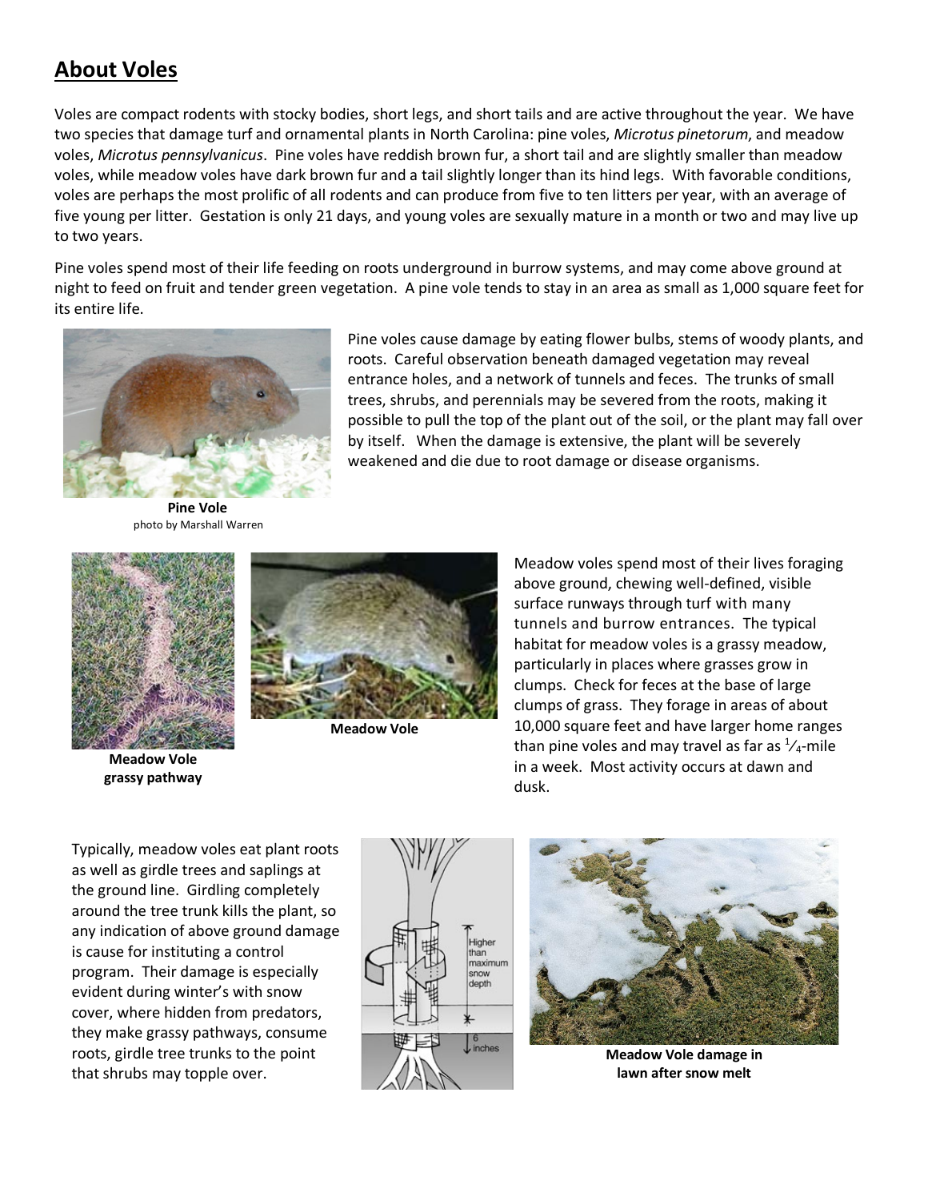## About Voles

Voles are compact rodents with stocky bodies, short legs, and short tails and are active throughout the year. We have two species that damage turf and ornamental plants in North Carolina: pine voles, *Microtus pinetorum*, and meadow voles, *Microtus pennsylvanicus*. Pine voles have reddish brown fur, a short tail and are slightly smaller than meadow voles, while meadow voles have dark brown fur and a tail slightly longer than its hind legs. With favorable conditions, voles are perhaps the most prolific of all rodents and can produce from five to ten litters per year, with an average of five young per litter. Gestation is only 21 days, and young voles are sexually mature in a month or two and may live up to two years.

Pine voles spend most of their life feeding on roots underground in burrow systems, and may come above ground at night to feed on fruit and tender green vegetation. A pine vole tends to stay in an area as small as 1,000 square feet for its entire life.

**Pine Vole**
photo by Marshall Warren

Pine voles cause damage by eating flower bulbs, stems of woody plants, and roots. Careful observation beneath damaged vegetation may reveal entrance holes, and a network of tunnels and feces. The trunks of small trees, shrubs, and perennials may be severed from the roots, making it possible to pull the top of the plant out of the soil, or the plant may fall over by itself. When the damage is extensive, the plant will be severely weakened and die due to root damage or disease organisms.

**Meadow Vole grassy pathway**

**Meadow Vole**

Meadow voles spend most of their lives foraging above ground, chewing well-defined, visible surface runways through turf with many tunnels and burrow entrances. The typical habitat for meadow voles is a grassy meadow, particularly in places where grasses grow in clumps. Check for feces at the base of large clumps of grass. They forage in areas of about 10,000 square feet and have larger home ranges than pine voles and may travel as far as ¼-mile in a week. Most activity occurs at dawn and dusk.

Typically, meadow voles eat plant roots as well as girdle trees and saplings at the ground line. Girdling completely around the tree trunk kills the plant, so any indication of above ground damage is cause for instituting a control program. Their damage is especially evident during winter's with snow cover, where hidden from predators, they make grassy pathways, consume roots, girdle tree trunks to the point that shrubs may topple over.

**Meadow Vole damage in lawn after snow melt**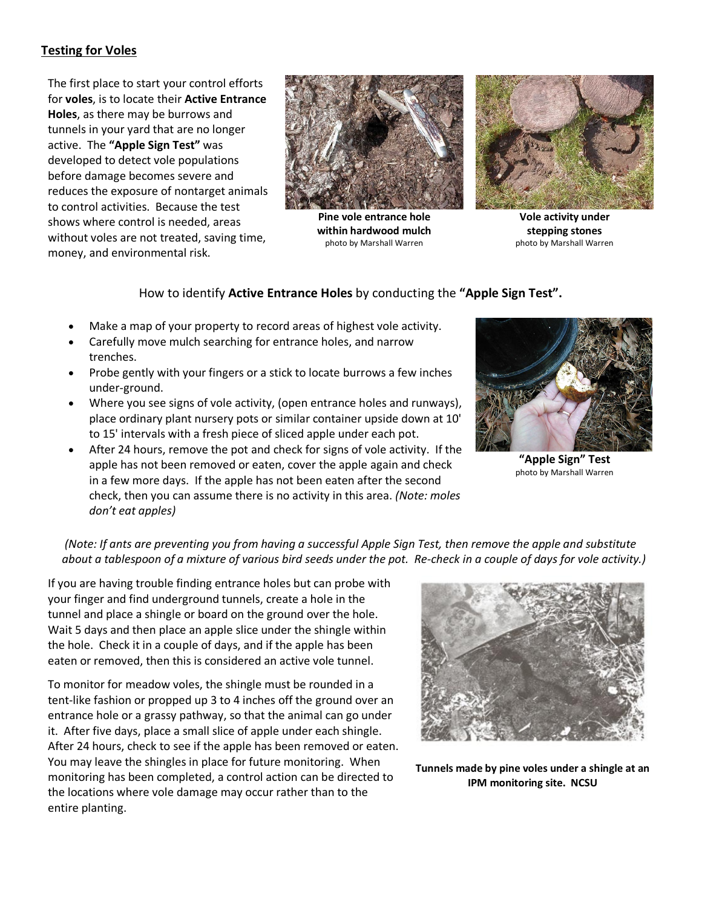## Testing for Voles

The first place to start your control efforts for **voles**, is to locate their **Active Entrance Holes**, as there may be burrows and tunnels in your yard that are no longer active. The **"Apple Sign Test"** was developed to detect vole populations before damage becomes severe and reduces the exposure of nontarget animals to control activities. Because the test shows where control is needed, areas without voles are not treated, saving time, money, and environmental risk.

**Pine vole entrance hole within hardwood mulch**
photo by Marshall Warren

**Vole activity under stepping stones**
photo by Marshall Warren

How to identify **Active Entrance Holes** by conducting the **"Apple Sign Test".**

- Make a map of your property to record areas of highest vole activity.
- Carefully move mulch searching for entrance holes, and narrow trenches.
- Probe gently with your fingers or a stick to locate burrows a few inches under-ground.
- Where you see signs of vole activity, (open entrance holes and runways), place ordinary plant nursery pots or similar container upside down at 10' to 15' intervals with a fresh piece of sliced apple under each pot.
- After 24 hours, remove the pot and check for signs of vole activity. If the apple has not been removed or eaten, cover the apple again and check in a few more days. If the apple has not been eaten after the second check, then you can assume there is no activity in this area. *(Note: moles don't eat apples)*

**"Apple Sign" Test**
photo by Marshall Warren

*(Note: If ants are preventing you from having a successful Apple Sign Test, then remove the apple and substitute about a tablespoon of a mixture of various bird seeds under the pot. Re-check in a couple of days for vole activity.)*

If you are having trouble finding entrance holes but can probe with your finger and find underground tunnels, create a hole in the tunnel and place a shingle or board on the ground over the hole. Wait 5 days and then place an apple slice under the shingle within the hole. Check it in a couple of days, and if the apple has been eaten or removed, then this is considered an active vole tunnel.

To monitor for meadow voles, the shingle must be rounded in a tent-like fashion or propped up 3 to 4 inches off the ground over an entrance hole or a grassy pathway, so that the animal can go under it. After five days, place a small slice of apple under each shingle. After 24 hours, check to see if the apple has been removed or eaten. You may leave the shingles in place for future monitoring. When monitoring has been completed, a control action can be directed to the locations where vole damage may occur rather than to the entire planting.

**Tunnels made by pine voles under a shingle at an IPM monitoring site. NCSU**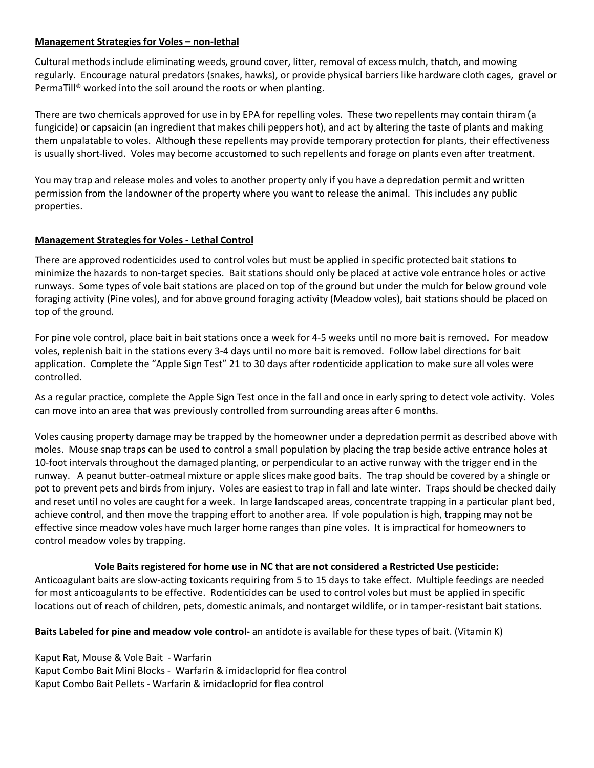**Management Strategies for Voles – non-lethal**

Cultural methods include eliminating weeds, ground cover, litter, removal of excess mulch, thatch, and mowing regularly. Encourage natural predators (snakes, hawks), or provide physical barriers like hardware cloth cages, gravel or PermaTill® worked into the soil around the roots or when planting.

There are two chemicals approved for use in by EPA for repelling voles. These two repellents may contain thiram (a fungicide) or capsaicin (an ingredient that makes chili peppers hot), and act by altering the taste of plants and making them unpalatable to voles. Although these repellents may provide temporary protection for plants, their effectiveness is usually short-lived. Voles may become accustomed to such repellents and forage on plants even after treatment.

You may trap and release moles and voles to another property only if you have a depredation permit and written permission from the landowner of the property where you want to release the animal. This includes any public properties.

**Management Strategies for Voles - Lethal Control**

There are approved rodenticides used to control voles but must be applied in specific protected bait stations to minimize the hazards to non-target species. Bait stations should only be placed at active vole entrance holes or active runways. Some types of vole bait stations are placed on top of the ground but under the mulch for below ground vole foraging activity (Pine voles), and for above ground foraging activity (Meadow voles), bait stations should be placed on top of the ground.

For pine vole control, place bait in bait stations once a week for 4-5 weeks until no more bait is removed. For meadow voles, replenish bait in the stations every 3-4 days until no more bait is removed. Follow label directions for bait application. Complete the "Apple Sign Test" 21 to 30 days after rodenticide application to make sure all voles were controlled.

As a regular practice, complete the Apple Sign Test once in the fall and once in early spring to detect vole activity. Voles can move into an area that was previously controlled from surrounding areas after 6 months.

Voles causing property damage may be trapped by the homeowner under a depredation permit as described above with moles. Mouse snap traps can be used to control a small population by placing the trap beside active entrance holes at 10-foot intervals throughout the damaged planting, or perpendicular to an active runway with the trigger end in the runway. A peanut butter-oatmeal mixture or apple slices make good baits. The trap should be covered by a shingle or pot to prevent pets and birds from injury. Voles are easiest to trap in fall and late winter. Traps should be checked daily and reset until no voles are caught for a week. In large landscaped areas, concentrate trapping in a particular plant bed, achieve control, and then move the trapping effort to another area. If vole population is high, trapping may not be effective since meadow voles have much larger home ranges than pine voles. It is impractical for homeowners to control meadow voles by trapping.

**Vole Baits registered for home use in NC that are not considered a Restricted Use pesticide:**

Anticoagulant baits are slow-acting toxicants requiring from 5 to 15 days to take effect. Multiple feedings are needed for most anticoagulants to be effective. Rodenticides can be used to control voles but must be applied in specific locations out of reach of children, pets, domestic animals, and nontarget wildlife, or in tamper-resistant bait stations.

**Baits Labeled for pine and meadow vole control-** an antidote is available for these types of bait. (Vitamin K)

Kaput Rat, Mouse & Vole Bait - Warfarin
Kaput Combo Bait Mini Blocks - Warfarin & imidacloprid for flea control
Kaput Combo Bait Pellets - Warfarin & imidacloprid for flea control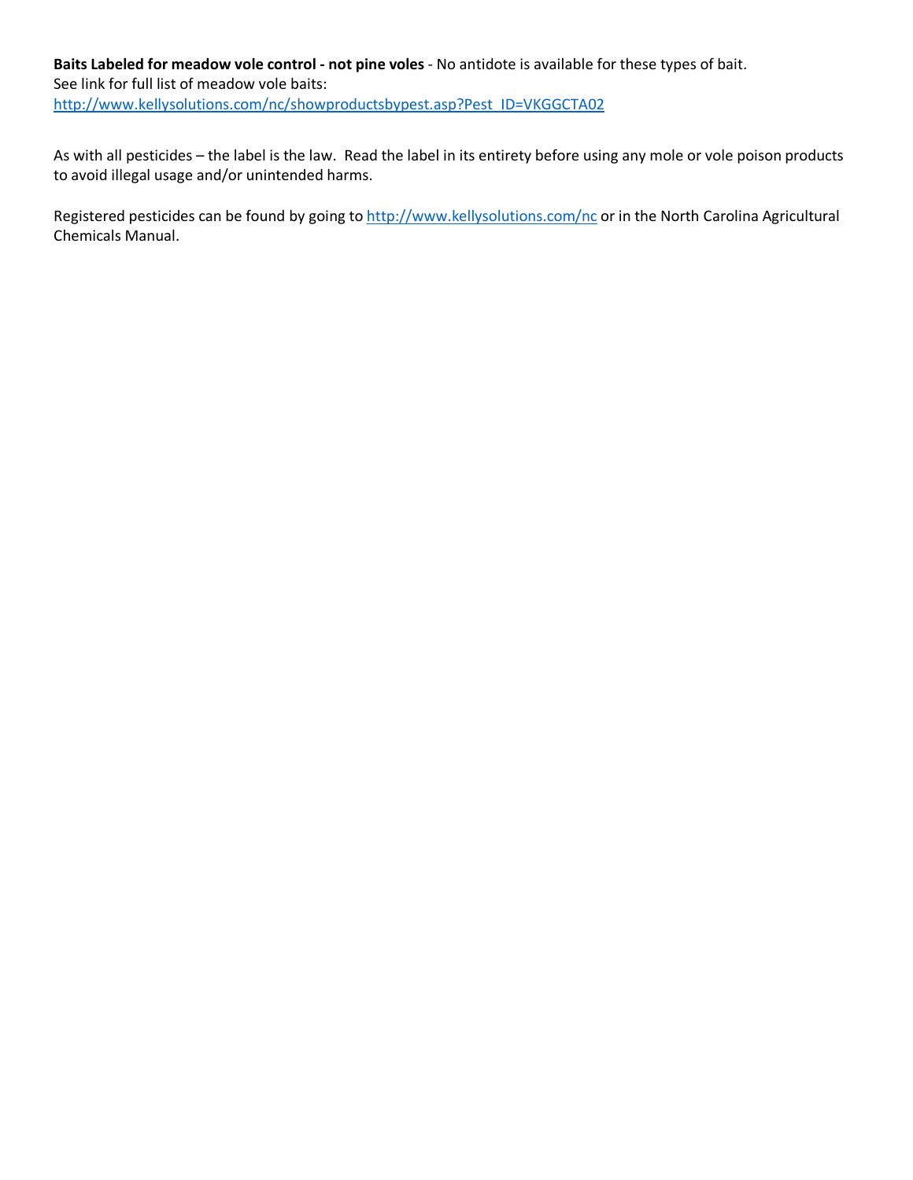**Baits Labeled for meadow vole control - not pine voles** - No antidote is available for these types of bait.
See link for full list of meadow vole baits:
[http://www.kellysolutions.com/nc/showproductsbypest.asp?Pest_ID=VKGGCTA02](http://www.kellysolutions.com/nc/showproductsbypest.asp?Pest_ID=VKGGCTA02)

As with all pesticides – the label is the law. Read the label in its entirety before using any mole or vole poison products to avoid illegal usage and/or unintended harms.

Registered pesticides can be found by going to [http://www.kellysolutions.com/nc](http://www.kellysolutions.com/nc) or in the North Carolina Agricultural Chemicals Manual.